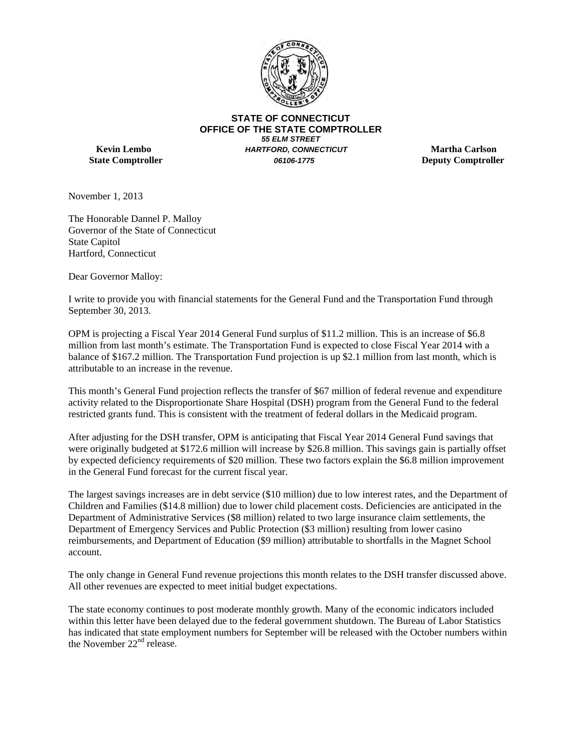**STATE OF CONNECTICUT**
**OFFICE OF THE STATE COMPTROLLER**
***55 ELM STREET***
***HARTFORD, CONNECTICUT***
***06106-1775***

**Kevin Lembo**
**State Comptroller**

**Martha Carlson**
**Deputy Comptroller**

November 1, 2013

The Honorable Dannel P. Malloy
Governor of the State of Connecticut
State Capitol
Hartford, Connecticut

Dear Governor Malloy:

I write to provide you with financial statements for the General Fund and the Transportation Fund through September 30, 2013.

OPM is projecting a Fiscal Year 2014 General Fund surplus of $11.2 million. This is an increase of $6.8 million from last month's estimate. The Transportation Fund is expected to close Fiscal Year 2014 with a balance of $167.2 million. The Transportation Fund projection is up $2.1 million from last month, which is attributable to an increase in the revenue.

This month's General Fund projection reflects the transfer of $67 million of federal revenue and expenditure activity related to the Disproportionate Share Hospital (DSH) program from the General Fund to the federal restricted grants fund. This is consistent with the treatment of federal dollars in the Medicaid program.

After adjusting for the DSH transfer, OPM is anticipating that Fiscal Year 2014 General Fund savings that were originally budgeted at $172.6 million will increase by $26.8 million. This savings gain is partially offset by expected deficiency requirements of $20 million. These two factors explain the $6.8 million improvement in the General Fund forecast for the current fiscal year.

The largest savings increases are in debt service ($10 million) due to low interest rates, and the Department of Children and Families ($14.8 million) due to lower child placement costs. Deficiencies are anticipated in the Department of Administrative Services ($8 million) related to two large insurance claim settlements, the Department of Emergency Services and Public Protection ($3 million) resulting from lower casino reimbursements, and Department of Education ($9 million) attributable to shortfalls in the Magnet School account.

The only change in General Fund revenue projections this month relates to the DSH transfer discussed above. All other revenues are expected to meet initial budget expectations.

The state economy continues to post moderate monthly growth. Many of the economic indicators included within this letter have been delayed due to the federal government shutdown. The Bureau of Labor Statistics has indicated that state employment numbers for September will be released with the October numbers within the November 22nd release.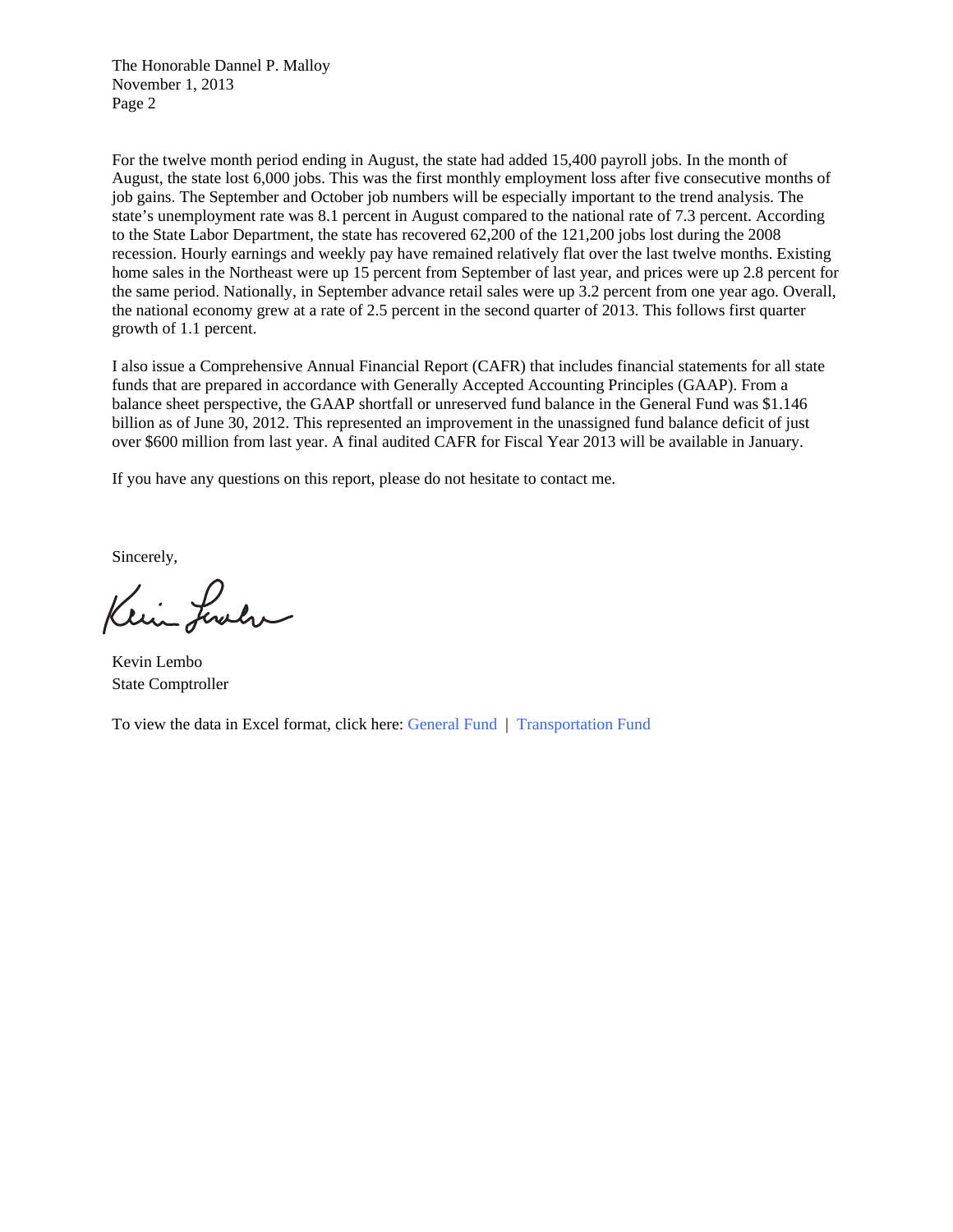For the twelve month period ending in August, the state had added 15,400 payroll jobs. In the month of August, the state lost 6,000 jobs. This was the first monthly employment loss after five consecutive months of job gains. The September and October job numbers will be especially important to the trend analysis. The state's unemployment rate was 8.1 percent in August compared to the national rate of 7.3 percent. According to the State Labor Department, the state has recovered 62,200 of the 121,200 jobs lost during the 2008 recession. Hourly earnings and weekly pay have remained relatively flat over the last twelve months. Existing home sales in the Northeast were up 15 percent from September of last year, and prices were up 2.8 percent for the same period. Nationally, in September advance retail sales were up 3.2 percent from one year ago. Overall, the national economy grew at a rate of 2.5 percent in the second quarter of 2013. This follows first quarter growth of 1.1 percent.

I also issue a Comprehensive Annual Financial Report (CAFR) that includes financial statements for all state funds that are prepared in accordance with Generally Accepted Accounting Principles (GAAP). From a balance sheet perspective, the GAAP shortfall or unreserved fund balance in the General Fund was $1.146 billion as of June 30, 2012. This represented an improvement in the unassigned fund balance deficit of just over $600 million from last year. A final audited CAFR for Fiscal Year 2013 will be available in January.

If you have any questions on this report, please do not hesitate to contact me.

Sincerely,

Kevin Lembo
State Comptroller

To view the data in Excel format, click here: General Fund | Transportation Fund